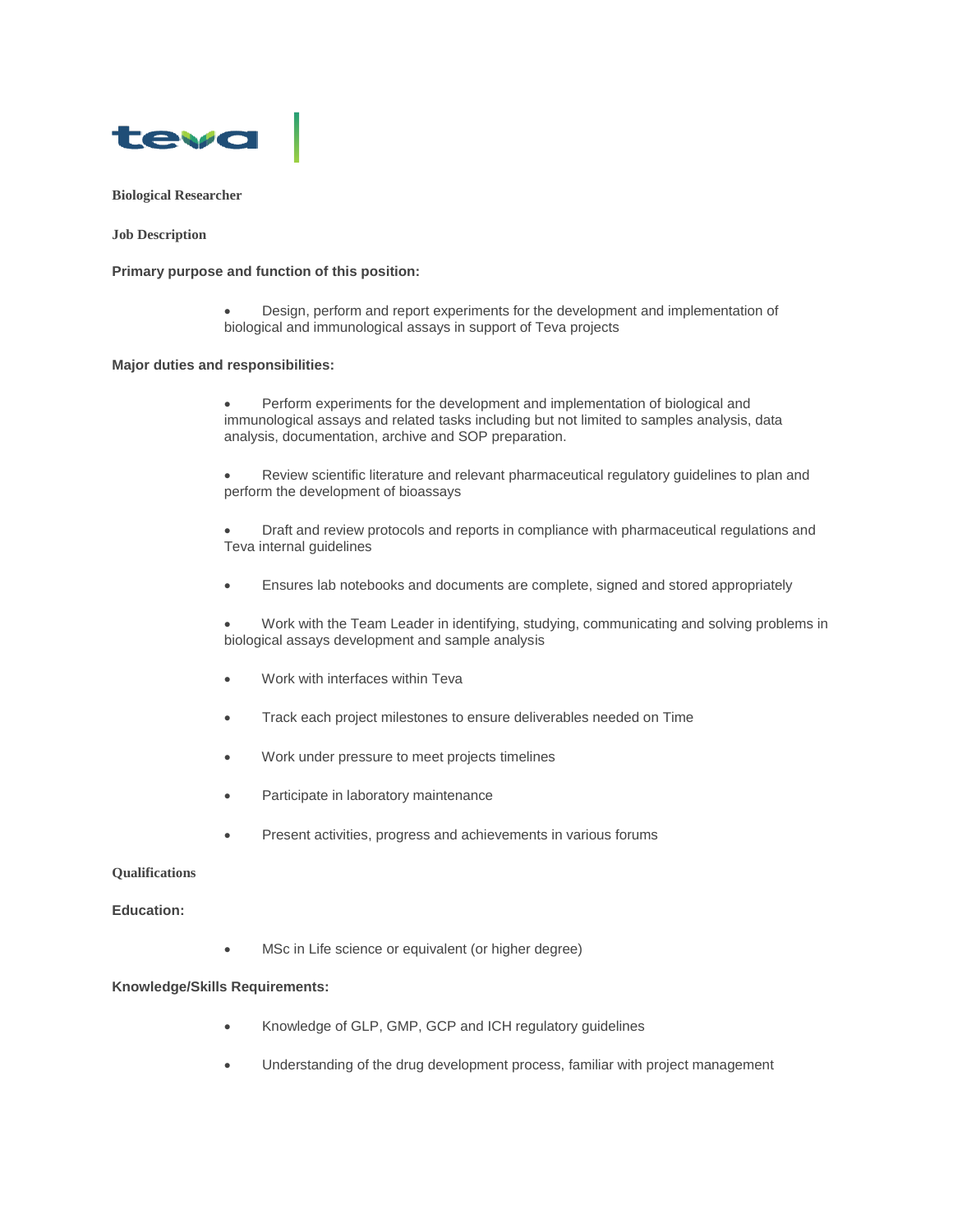teva

**Biological Researcher**

**Job Description**

**Primary purpose and function of this position:**

- Design, perform and report experiments for the development and implementation of biological and immunological assays in support of Teva projects

**Major duties and responsibilities:**

- Perform experiments for the development and implementation of biological and immunological assays and related tasks including but not limited to samples analysis, data analysis, documentation, archive and SOP preparation.
- Review scientific literature and relevant pharmaceutical regulatory guidelines to plan and perform the development of bioassays
- Draft and review protocols and reports in compliance with pharmaceutical regulations and Teva internal guidelines
- Ensures lab notebooks and documents are complete, signed and stored appropriately
- Work with the Team Leader in identifying, studying, communicating and solving problems in biological assays development and sample analysis
- Work with interfaces within Teva
- Track each project milestones to ensure deliverables needed on Time
- Work under pressure to meet projects timelines
- Participate in laboratory maintenance
- Present activities, progress and achievements in various forums

**Qualifications**

**Education:**

- MSc in Life science or equivalent (or higher degree)

**Knowledge/Skills Requirements:**

- Knowledge of GLP, GMP, GCP and ICH regulatory guidelines
- Understanding of the drug development process, familiar with project management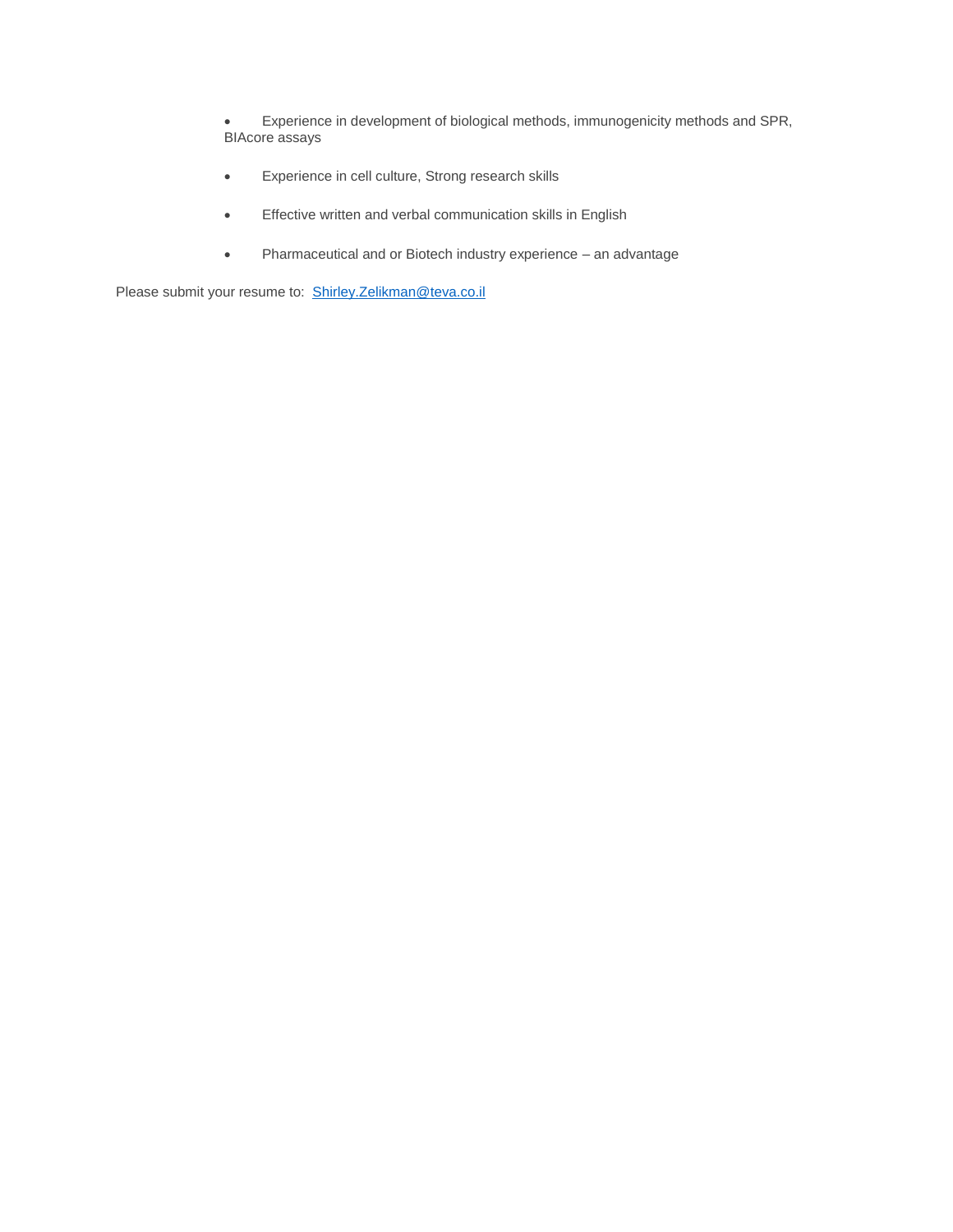- Experience in development of biological methods, immunogenicity methods and SPR, BIAcore assays
- Experience in cell culture, Strong research skills
- Effective written and verbal communication skills in English
- Pharmaceutical and or Biotech industry experience – an advantage

Please submit your resume to: Shirley.Zelikman@teva.co.il